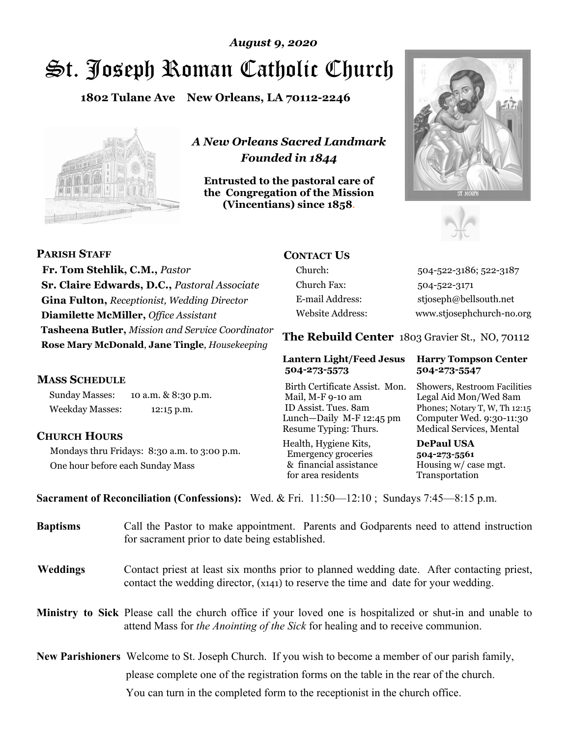*August 9, 2020*

# St. Joseph Roman Catholic Church

**1802 Tulane Ave New Orleans, LA 70112-2246**

*A New Orleans Sacred Landmark*
*Founded in 1844*

**Entrusted to the pastoral care of the Congregation of the Mission (Vincentians) since 1858.**

## PARISH STAFF

**Fr. Tom Stehlik, C.M.,** *Pastor*
**Sr. Claire Edwards, D.C.,** *Pastoral Associate*
**Gina Fulton,** *Receptionist, Wedding Director*
**Diamilette McMiller,** *Office Assistant*
**Tasheena Butler,** *Mission and Service Coordinator*
**Rose Mary McDonald**, **Jane Tingle**, *Housekeeping*

## MASS SCHEDULE

Sunday Masses: 10 a.m. & 8:30 p.m.
Weekday Masses: 12:15 p.m.

## CHURCH HOURS

Mondays thru Fridays: 8:30 a.m. to 3:00 p.m.
One hour before each Sunday Mass

## CONTACT US

| | |
|---|---|
| Church: | 504-522-3186; 522-3187 |
| Church Fax: | 504-522-3171 |
| E-mail Address: | stjoseph@bellsouth.net |
| Website Address: | www.stjosephchurch-no.org |

## The Rebuild Center 1803 Gravier St., NO, 70112

| **Lantern Light/Feed Jesus 504-273-5573** | **Harry Tompson Center 504-273-5547** |
|---|---|
| Birth Certificate Assist. Mon. Mail, M-F 9-10 am ID Assist. Tues. 8am Lunch—Daily M-F 12:45 pm Resume Typing: Thurs. | Showers, Restroom Facilities Legal Aid Mon/Wed 8am Phones; Notary T, W, Th 12:15 Computer Wed. 9:30-11:30 Medical Services, Mental |
| Health, Hygiene Kits, Emergency groceries & financial assistance for area residents | **DePaul USA 504-273-5561** Housing w/ case mgt. Transportation |

**Sacrament of Reconciliation (Confessions):** Wed. & Fri. 11:50—12:10 ; Sundays 7:45—8:15 p.m.

**Baptisms** Call the Pastor to make appointment. Parents and Godparents need to attend instruction for sacrament prior to date being established.

**Weddings** Contact priest at least six months prior to planned wedding date. After contacting priest, contact the wedding director, (x141) to reserve the time and date for your wedding.

**Ministry to Sick** Please call the church office if your loved one is hospitalized or shut-in and unable to attend Mass for *the Anointing of the Sick* for healing and to receive communion.

**New Parishioners** Welcome to St. Joseph Church. If you wish to become a member of our parish family, please complete one of the registration forms on the table in the rear of the church. You can turn in the completed form to the receptionist in the church office.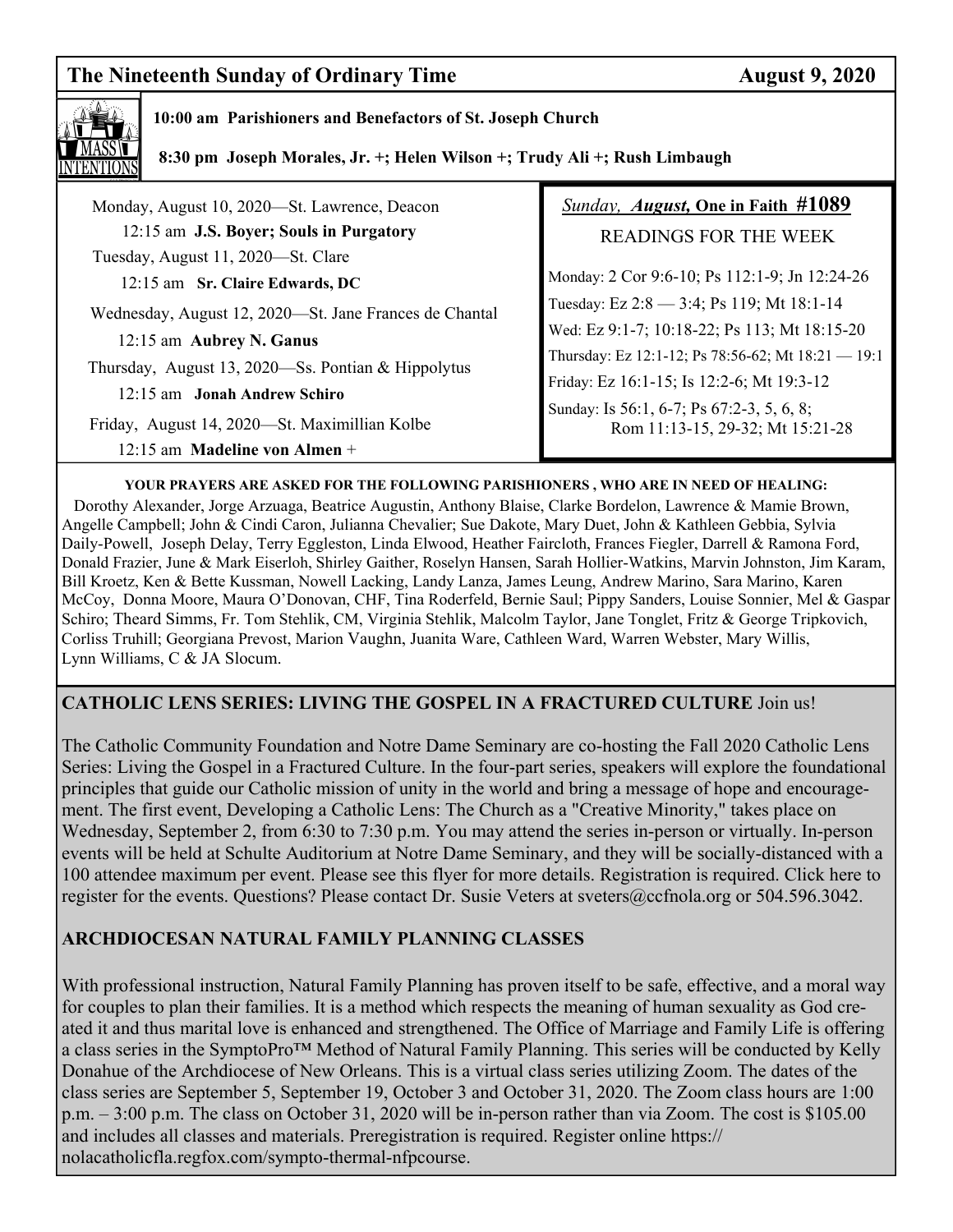## The Nineteenth Sunday of Ordinary Time — August 9, 2020

MASS INTENTIONS

**10:00 am Parishioners and Benefactors of St. Joseph Church**

**8:30 pm Joseph Morales, Jr. +; Helen Wilson +; Trudy Ali +; Rush Limbaugh**

Monday, August 10, 2020—St. Lawrence, Deacon
12:15 am **J.S. Boyer; Souls in Purgatory**

Tuesday, August 11, 2020—St. Clare
12:15 am **Sr. Claire Edwards, DC**

Wednesday, August 12, 2020—St. Jane Frances de Chantal
12:15 am **Aubrey N. Ganus**

Thursday, August 13, 2020—Ss. Pontian & Hippolytus
12:15 am **Jonah Andrew Schiro**

Friday, August 14, 2020—St. Maximillian Kolbe
12:15 am **Madeline von Almen** +

*Sunday, **August,*** **One in Faith #1089**

READINGS FOR THE WEEK

Monday: 2 Cor 9:6-10; Ps 112:1-9; Jn 12:24-26
Tuesday: Ez 2:8 — 3:4; Ps 119; Mt 18:1-14
Wed: Ez 9:1-7; 10:18-22; Ps 113; Mt 18:15-20
Thursday: Ez 12:1-12; Ps 78:56-62; Mt 18:21 — 19:1
Friday: Ez 16:1-15; Is 12:2-6; Mt 19:3-12
Sunday: Is 56:1, 6-7; Ps 67:2-3, 5, 6, 8; Rom 11:13-15, 29-32; Mt 15:21-28

**YOUR PRAYERS ARE ASKED FOR THE FOLLOWING PARISHIONERS , WHO ARE IN NEED OF HEALING:**

Dorothy Alexander, Jorge Arzuaga, Beatrice Augustin, Anthony Blaise, Clarke Bordelon, Lawrence & Mamie Brown, Angelle Campbell; John & Cindi Caron, Julianna Chevalier; Sue Dakote, Mary Duet, John & Kathleen Gebbia, Sylvia Daily-Powell, Joseph Delay, Terry Eggleston, Linda Elwood, Heather Faircloth, Frances Fiegler, Darrell & Ramona Ford, Donald Frazier, June & Mark Eiserloh, Shirley Gaither, Roselyn Hansen, Sarah Hollier-Watkins, Marvin Johnston, Jim Karam, Bill Kroetz, Ken & Bette Kussman, Nowell Lacking, Landy Lanza, James Leung, Andrew Marino, Sara Marino, Karen McCoy, Donna Moore, Maura O'Donovan, CHF, Tina Roderfeld, Bernie Saul; Pippy Sanders, Louise Sonnier, Mel & Gaspar Schiro; Theard Simms, Fr. Tom Stehlik, CM, Virginia Stehlik, Malcolm Taylor, Jane Tonglet, Fritz & George Tripkovich, Corliss Truhill; Georgiana Prevost, Marion Vaughn, Juanita Ware, Cathleen Ward, Warren Webster, Mary Willis, Lynn Williams, C & JA Slocum.

**CATHOLIC LENS SERIES: LIVING THE GOSPEL IN A FRACTURED CULTURE** Join us!

The Catholic Community Foundation and Notre Dame Seminary are co-hosting the Fall 2020 Catholic Lens Series: Living the Gospel in a Fractured Culture. In the four-part series, speakers will explore the foundational principles that guide our Catholic mission of unity in the world and bring a message of hope and encouragement. The first event, Developing a Catholic Lens: The Church as a "Creative Minority," takes place on Wednesday, September 2, from 6:30 to 7:30 p.m. You may attend the series in-person or virtually. In-person events will be held at Schulte Auditorium at Notre Dame Seminary, and they will be socially-distanced with a 100 attendee maximum per event. Please see this flyer for more details. Registration is required. Click here to register for the events. Questions? Please contact Dr. Susie Veters at sveters@ccfnola.org or 504.596.3042.

**ARCHDIOCESAN NATURAL FAMILY PLANNING CLASSES**

With professional instruction, Natural Family Planning has proven itself to be safe, effective, and a moral way for couples to plan their families. It is a method which respects the meaning of human sexuality as God created it and thus marital love is enhanced and strengthened. The Office of Marriage and Family Life is offering a class series in the SymptoPro™ Method of Natural Family Planning. This series will be conducted by Kelly Donahue of the Archdiocese of New Orleans. This is a virtual class series utilizing Zoom. The dates of the class series are September 5, September 19, October 3 and October 31, 2020. The Zoom class hours are 1:00 p.m. – 3:00 p.m. The class on October 31, 2020 will be in-person rather than via Zoom. The cost is $105.00 and includes all classes and materials. Preregistration is required. Register online https://nolacatholicfla.regfox.com/sympto-thermal-nfpcourse.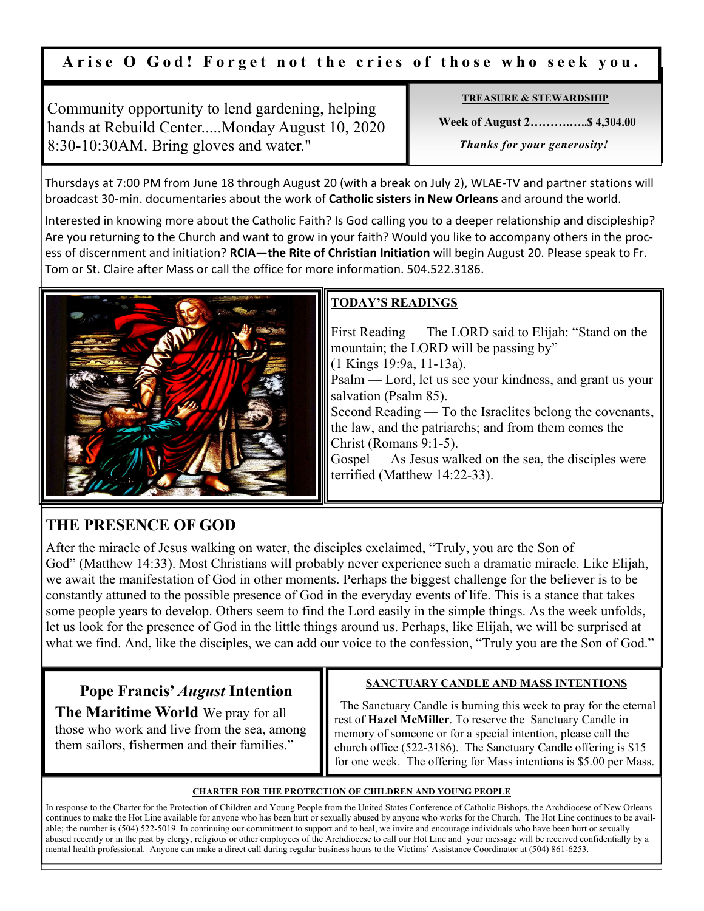**Arise O God! Forget not the cries of those who seek you.**

Community opportunity to lend gardening, helping hands at Rebuild Center.....Monday August 10, 2020 8:30-10:30AM. Bring gloves and water."

**TREASURE & STEWARDSHIP**

**Week of August 2…………..….$ 4,304.00**

***Thanks for your generosity!***

Thursdays at 7:00 PM from June 18 through August 20 (with a break on July 2), WLAE-TV and partner stations will broadcast 30-min. documentaries about the work of **Catholic sisters in New Orleans** and around the world.

Interested in knowing more about the Catholic Faith? Is God calling you to a deeper relationship and discipleship? Are you returning to the Church and want to grow in your faith? Would you like to accompany others in the process of discernment and initiation? **RCIA—the Rite of Christian Initiation** will begin August 20. Please speak to Fr. Tom or St. Claire after Mass or call the office for more information. 504.522.3186.

## TODAY'S READINGS

First Reading — The LORD said to Elijah: "Stand on the mountain; the LORD will be passing by" (1 Kings 19:9a, 11-13a).
Psalm — Lord, let us see your kindness, and grant us your salvation (Psalm 85).
Second Reading — To the Israelites belong the covenants, the law, and the patriarchs; and from them comes the Christ (Romans 9:1-5).
Gospel — As Jesus walked on the sea, the disciples were terrified (Matthew 14:22-33).

## THE PRESENCE OF GOD

After the miracle of Jesus walking on water, the disciples exclaimed, "Truly, you are the Son of God" (Matthew 14:33). Most Christians will probably never experience such a dramatic miracle. Like Elijah, we await the manifestation of God in other moments. Perhaps the biggest challenge for the believer is to be constantly attuned to the possible presence of God in the everyday events of life. This is a stance that takes some people years to develop. Others seem to find the Lord easily in the simple things. As the week unfolds, let us look for the presence of God in the little things around us. Perhaps, like Elijah, we will be surprised at what we find. And, like the disciples, we can add our voice to the confession, "Truly you are the Son of God."

## Pope Francis' *August* Intention

**The Maritime World** We pray for all those who work and live from the sea, among them sailors, fishermen and their families."

## SANCTUARY CANDLE AND MASS INTENTIONS

The Sanctuary Candle is burning this week to pray for the eternal rest of **Hazel McMiller**. To reserve the Sanctuary Candle in memory of someone or for a special intention, please call the church office (522-3186). The Sanctuary Candle offering is $15 for one week. The offering for Mass intentions is $5.00 per Mass.

## CHARTER FOR THE PROTECTION OF CHILDREN AND YOUNG PEOPLE

In response to the Charter for the Protection of Children and Young People from the United States Conference of Catholic Bishops, the Archdiocese of New Orleans continues to make the Hot Line available for anyone who has been hurt or sexually abused by anyone who works for the Church. The Hot Line continues to be available; the number is (504) 522-5019. In continuing our commitment to support and to heal, we invite and encourage individuals who have been hurt or sexually abused recently or in the past by clergy, religious or other employees of the Archdiocese to call our Hot Line and your message will be received confidentially by a mental health professional. Anyone can make a direct call during regular business hours to the Victims' Assistance Coordinator at (504) 861-6253.